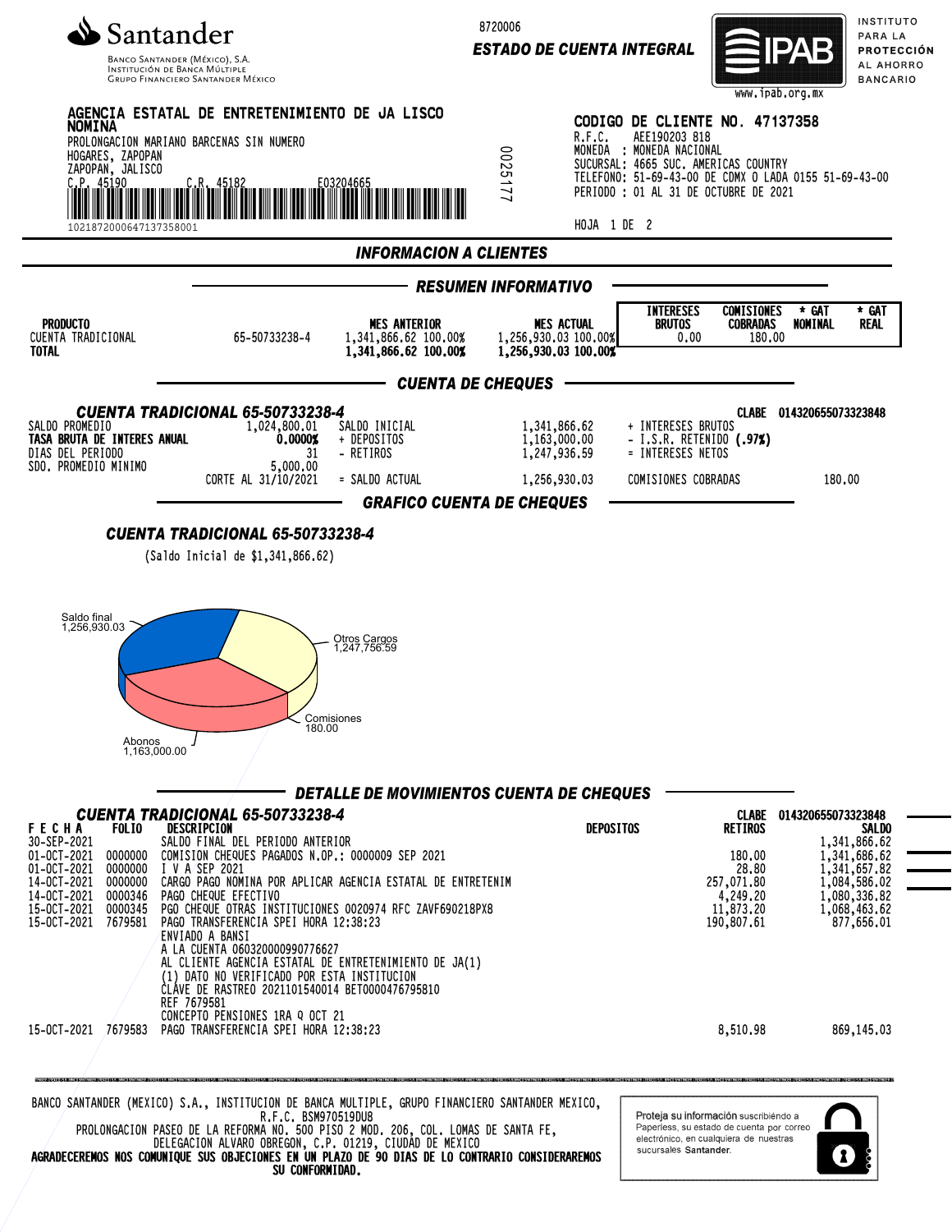**Santander**
BANCO SANTANDER (MÉXICO), S.A.
INSTITUCIÓN DE BANCA MÚLTIPLE
GRUPO FINANCIERO SANTANDER MÉXICO

8720006

***ESTADO DE CUENTA INTEGRAL***

IPAB — INSTITUTO PARA LA PROTECCIÓN AL AHORRO BANCARIO
www.ipab.org.mx

**AGENCIA ESTATAL DE ENTRETENIMIENTO DE JA LISCO NOMINA**
PROLONGACION MARIANO BARCENAS SIN NUMERO
HOGARES, ZAPOPAN
ZAPOPAN, JALISCO
C.P. 45190 C.R. 45182 E03204665
10218720006471373580001

0025177

**CODIGO DE CLIENTE NO. 47137358**
R.F.C. AEE190203 818
MONEDA : MONEDA NACIONAL
SUCURSAL: 4665 SUC. AMERICAS COUNTRY
TELEFONO: 51-69-43-00 DE CDMX O LADA 0155 51-69-43-00
PERIODO : 01 AL 31 DE OCTUBRE DE 2021

HOJA 1 DE 2

## *INFORMACION A CLIENTES*

### *RESUMEN INFORMATIVO*

| PRODUCTO | | MES ANTERIOR | MES ACTUAL | INTERESES BRUTOS | COMISIONES COBRADAS | * GAT NOMINAL | * GAT REAL |
|---|---|---|---|---|---|---|---|
| CUENTA TRADICIONAL | 65-50733238-4 | 1,341,866.62 100.00% | 1,256,930.03 100.00% | 0.00 | 180.00 | | |
| **TOTAL** | | **1,341,866.62 100.00%** | **1,256,930.03 100.00%** | | | | |

### *CUENTA DE CHEQUES*

***CUENTA TRADICIONAL 65-50733238-4*** — CLABE 014320655073323848

| | | | | | |
|---|---|---|---|---|---|
| SALDO PROMEDIO | 1,024,800.01 | SALDO INICIAL | 1,341,866.62 | + INTERESES BRUTOS | |
| **TASA BRUTA DE INTERES ANUAL** | **0.0000%** | + DEPOSITOS | 1,163,000.00 | - I.S.R. RETENIDO **(.97%)** | |
| DIAS DEL PERIODO | 31 | - RETIROS | 1,247,936.59 | = INTERESES NETOS | |
| SDO. PROMEDIO MINIMO | 5,000.00 | | | | |
| CORTE AL 31/10/2021 | | = SALDO ACTUAL | 1,256,930.03 | COMISIONES COBRADAS | 180.00 |

### *GRAFICO CUENTA DE CHEQUES*

***CUENTA TRADICIONAL 65-50733238-4***

(Saldo Inicial de $1,341,866.62)

Saldo final 1,256,930.03
Otros Cargos 1,247,756.59
Comisiones 180.00
Abonos 1,163,000.00

### *DETALLE DE MOVIMIENTOS CUENTA DE CHEQUES*

***CUENTA TRADICIONAL 65-50733238-4*** — CLABE 014320655073323848

| FECHA | FOLIO | DESCRIPCION | DEPOSITOS | RETIROS | SALDO |
|---|---|---|---|---|---|
| 30-SEP-2021 | | SALDO FINAL DEL PERIODO ANTERIOR | | | 1,341,866.62 |
| 01-OCT-2021 | 0000000 | COMISION CHEQUES PAGADOS N.OP.: 0000009 SEP 2021 | | 180.00 | 1,341,686.62 |
| 01-OCT-2021 | 0000000 | I V A SEP 2021 | | 28.80 | 1,341,657.82 |
| 14-OCT-2021 | 0000000 | CARGO PAGO NOMINA POR APLICAR AGENCIA ESTATAL DE ENTRETENIM | | 257,071.80 | 1,084,586.02 |
| 14-OCT-2021 | 0000346 | PAGO CHEQUE EFECTIVO | | 4,249.20 | 1,080,336.82 |
| 15-OCT-2021 | 0000345 | PGO CHEQUE OTRAS INSTITUCIONES 0020974 RFC ZAVF690218PX8 | | 11,873.20 | 1,068,463.62 |
| 15-OCT-2021 | 7679581 | PAGO TRANSFERENCIA SPEI HORA 12:38:23<br>ENVIADO A BANSI<br>A LA CUENTA 060320000990776627<br>AL CLIENTE AGENCIA ESTATAL DE ENTRETENIMIENTO DE JA(1)<br>(1) DATO NO VERIFICADO POR ESTA INSTITUCION<br>CLAVE DE RASTREO 2021101540014 BET0000476795810<br>REF 7679581<br>CONCEPTO PENSIONES 1RA Q OCT 21 | | 190,807.61 | 877,656.01 |
| 15-OCT-2021 | 7679583 | PAGO TRANSFERENCIA SPEI HORA 12:38:23 | | 8,510.98 | 869,145.03 |

BANCO SANTANDER (MEXICO) S.A., INSTITUCION DE BANCA MULTIPLE, GRUPO FINANCIERO SANTANDER MEXICO,
R.F.C. BSM970519DU8
PROLONGACION PASEO DE LA REFORMA NO. 500 PISO 2 MOD. 206, COL. LOMAS DE SANTA FE,
DELEGACION ALVARO OBREGON, C.P. 01219, CIUDAD DE MEXICO
**AGRADECEREMOS NOS COMUNIQUE SUS OBJECIONES EN UN PLAZO DE 90 DIAS DE LO CONTRARIO CONSIDERAREMOS SU CONFORMIDAD.**

Proteja su información suscribiéndo a Paperless, su estado de cuenta por correo electrónico, en cualquiera de nuestras sucursales Santander.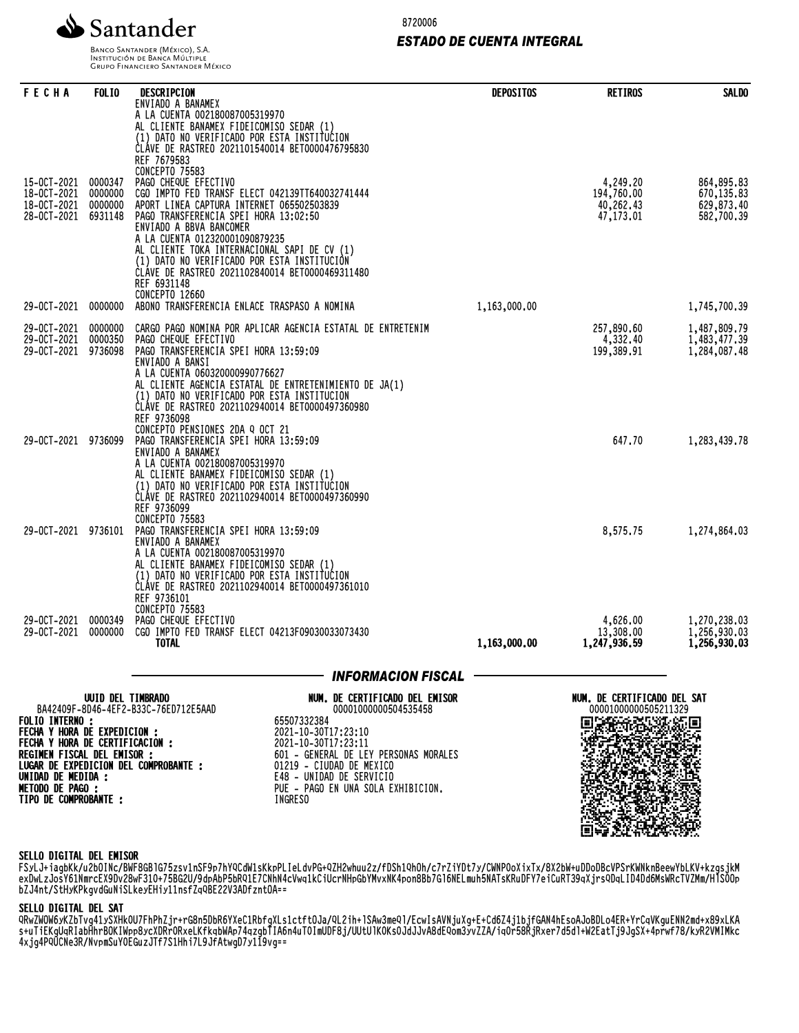Santander

Banco Santander (México), S.A.
Institución de Banca Múltiple
Grupo Financiero Santander México

8720006

## ESTADO DE CUENTA INTEGRAL

| FECHA | FOLIO | DESCRIPCION | DEPOSITOS | RETIROS | SALDO |
|---|---|---|---|---|---|
| | | ENVIADO A BANAMEX<br>A LA CUENTA 002180087005319970<br>AL CLIENTE BANAMEX FIDEICOMISO SEDAR (1)<br>(1) DATO NO VERIFICADO POR ESTA INSTITUCION<br>CLAVE DE RASTREO 2021101540014 BET0000476795830<br>REF 7679583<br>CONCEPTO 75583 | | | |
| 15-OCT-2021 | 0000347 | PAGO CHEQUE EFECTIVO | | 4,249.20 | 864,895.83 |
| 18-OCT-2021 | 0000000 | CGO IMPTO FED TRANSF ELECT 042139TF640032741444 | | 194,760.00 | 670,135.83 |
| 18-OCT-2021 | 0000000 | APORT LINEA CAPTURA INTERNET 065502503839 | | 40,262.43 | 629,873.40 |
| 28-OCT-2021 | 6931148 | PAGO TRANSFERENCIA SPEI HORA 13:02:50<br>ENVIADO A BBVA BANCOMER<br>A LA CUENTA 012320001090879235<br>AL CLIENTE TOKA INTERNACIONAL SAPI DE CV (1)<br>(1) DATO NO VERIFICADO POR ESTA INSTITUCION<br>CLAVE DE RASTREO 2021102840014 BET0000469311480<br>REF 6931148<br>CONCEPTO 12660 | | 47,173.01 | 582,700.39 |
| 29-OCT-2021 | 0000000 | ABONO TRANSFERENCIA ENLACE TRASPASO A NOMINA | 1,163,000.00 | | 1,745,700.39 |
| 29-OCT-2021 | 0000000 | CARGO PAGO NOMINA POR APLICAR AGENCIA ESTATAL DE ENTRETENIM | | 257,890.60 | 1,487,809.79 |
| 29-OCT-2021 | 0000350 | PAGO CHEQUE EFECTIVO | | 4,332.40 | 1,483,477.39 |
| 29-OCT-2021 | 9736098 | PAGO TRANSFERENCIA SPEI HORA 13:59:09<br>ENVIADO A BANSI<br>A LA CUENTA 060320000990776627<br>AL CLIENTE AGENCIA ESTATAL DE ENTRETENIMIENTO DE JA(1)<br>(1) DATO NO VERIFICADO POR ESTA INSTITUCION<br>CLAVE DE RASTREO 2021102940014 BET0000497360980<br>REF 9736098<br>CONCEPTO PENSIONES 2DA Q OCT 21 | | 199,389.91 | 1,284,087.48 |
| 29-OCT-2021 | 9736099 | PAGO TRANSFERENCIA SPEI HORA 13:59:09<br>ENVIADO A BANAMEX<br>A LA CUENTA 002180087005319970<br>AL CLIENTE BANAMEX FIDEICOMISO SEDAR (1)<br>(1) DATO NO VERIFICADO POR ESTA INSTITUCION<br>CLAVE DE RASTREO 2021102940014 BET0000497360990<br>REF 9736099<br>CONCEPTO 75583 | | 647.70 | 1,283,439.78 |
| 29-OCT-2021 | 9736101 | PAGO TRANSFERENCIA SPEI HORA 13:59:09<br>ENVIADO A BANAMEX<br>A LA CUENTA 002180087005319970<br>AL CLIENTE BANAMEX FIDEICOMISO SEDAR (1)<br>(1) DATO NO VERIFICADO POR ESTA INSTITUCION<br>CLAVE DE RASTREO 2021102940014 BET0000497361010<br>REF 9736101<br>CONCEPTO 75583 | | 8,575.75 | 1,274,864.03 |
| 29-OCT-2021 | 0000349 | PAGO CHEQUE EFECTIVO | | 4,626.00 | 1,270,238.03 |
| 29-OCT-2021 | 0000000 | CGO IMPTO FED TRANSF ELECT 04213F09030033073430 | | 13,308.00 | 1,256,930.03 |
| | | **TOTAL** | **1,163,000.00** | **1,247,936.59** | **1,256,930.03** |

### INFORMACION FISCAL

**UUID DEL TIMBRADO**
BA42409F-8D46-4EF2-B33C-76ED712E5AAD

**NUM. DE CERTIFICADO DEL EMISOR**
00001000000504535458

**NUM. DE CERTIFICADO DEL SAT**
00001000000505211329

**FOLIO INTERNO :** 65507332384
**FECHA Y HORA DE EXPEDICION :** 2021-10-30T17:23:10
**FECHA Y HORA DE CERTIFICACION :** 2021-10-30T17:23:11
**REGIMEN FISCAL DEL EMISOR :** 601 - GENERAL DE LEY PERSONAS MORALES
**LUGAR DE EXPEDICION DEL COMPROBANTE :** 01219 - CIUDAD DE MEXICO
**UNIDAD DE MEDIDA :** E48 - UNIDAD DE SERVICIO
**METODO DE PAGO :** PUE - PAGO EN UNA SOLA EXHIBICION.
**TIPO DE COMPROBANTE :** INGRESO

**SELLO DIGITAL DEL EMISOR**

FSyLJ+iagbKk/u2bOINc/BWF8GBlG75zsv1nSF9p7hYQCdW1sKkpPLIeLdvPG+QZH2whuu2z/fDSh1QhOh/c7rZiYDt7y/CWNPOoXixTx/8X2bW+uDDoDBcVPSrKWNknBeewYbLKV+kzgsjkM exDwLzJosY61NmrcEX9Dv28wF310+75BG2U/9dpAbP5bRQ1E7CNhN4cVwq1kCiUcrNHpGbYMvxNK4pon8Bb7Gl6NELmuh5NATsKRuDFY7eiCuRT39qXjrsQDqLID4Dd6MsWRcTVZMm/H1SOOp bZJ4nt/StHyKPkgvdGuNiSLkeyEHiy11nsfZqQBE22V3ADfzntOA==

**SELLO DIGITAL DEL SAT**

QRwZWOW6yKZbTvg41ySXHkOU7FhPhZjr+rG8n5DbR6YXeC1RbfgXLs1ctftOJa/QL2ih+lSAw3meQl/EcwIsAVNjuXg+E+Cd6Z4j1bjfGAN4hEsoAJoBDLo4ER+YrCqVKguENN2md+x89xLKA s+uTiEKgUqRIabHhrBOKIWpp8ycXDRrORxeLKfkqbWAp74qzgbTIA6n4uTOImUDF8j/UUtUlKOKsOJdJJvA8dEQom3yvZZA/iqOr58RjRxer7d5dl+W2EatTj9JgSX+4prwf78/kyR2VMIMkc 4xjg4PQUCNe3R/NvpmSuYOEGuzJTf7S1Hhi7L9JfAtwgD7y1I9vg==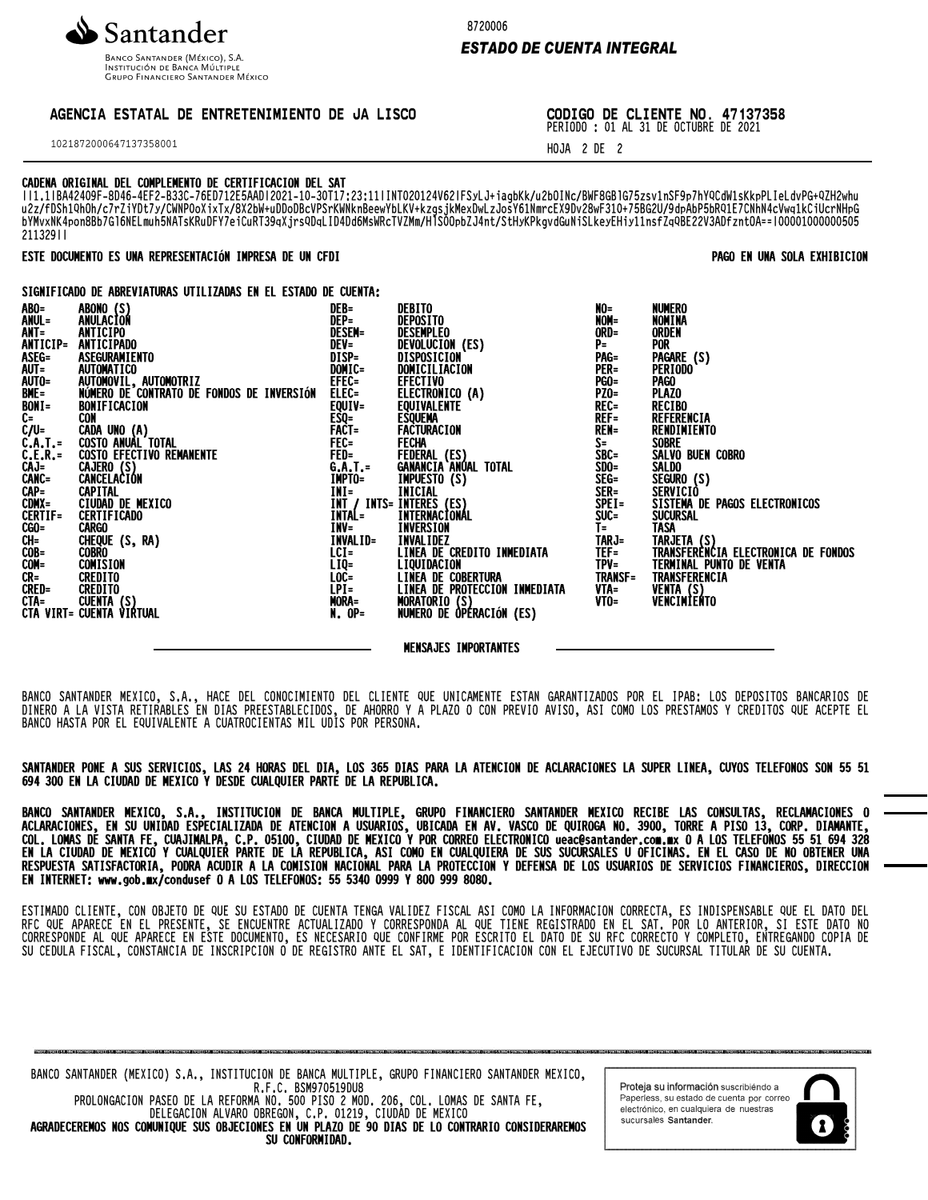Santander

Banco Santander (México), S.A.
Institución de Banca Múltiple
Grupo Financiero Santander México

8720006

***ESTADO DE CUENTA INTEGRAL***

**AGENCIA ESTATAL DE ENTRETENIMIENTO DE JA LISCO**

**CODIGO DE CLIENTE NO. 47137358**
PERIODO : 01 AL 31 DE OCTUBRE DE 2021

10218720006471373580001

HOJA 2 DE 2

**CADENA ORIGINAL DEL COMPLEMENTO DE CERTIFICACION DEL SAT**

||1.1|BA42409F-8D46-4EF2-B33C-76ED712E5AAD|2021-10-30T17:23:11|INT020124V62|FSyLJ+iagbKk/u2bOINc/BWF8GBlG75zsv1nSF9p7hYQCdW1sKkpPLIeLdvPG+QZH2whu u2z/fDSh1Qh0h/c7rZiYDt7y/CWNPOoXixTx/8X2bW+uDDoDBcVPSrKWNknBeewYbLKV+kzqsjkMexDwLzJosY61NmrcEX9Dv28wF310+75BG2U/9dpAbP5bRQ1E7CNhN4cVwq1kCiUcrNHpG bYMvxNK4pon8Bb7Gl6NELmuh5NATsKRuDFY7eiCuRT39qXjrsQDqLID4Dd6MsWRcTVZMm/H1SOOpbZJ4nt/StHyKPkgvdGuNiSLkeyEHiy11nsfZqQBE22V3ADfzntOA==|00001000000505 21132911

**ESTE DOCUMENTO ES UNA REPRESENTACIÓN IMPRESA DE UN CFDI** **PAGO EN UNA SOLA EXHIBICION**

**SIGNIFICADO DE ABREVIATURAS UTILIZADAS EN EL ESTADO DE CUENTA:**

| | | | | | |
|---|---|---|---|---|---|
| ABO= | ABONO (S) | DEB= | DEBITO | NO= | NUMERO |
| ANUL= | ANULACIÓN | DEP= | DEPOSITO | NOM= | NOMINA |
| ANT= | ANTICIPO | DESEM= | DESEMPLEO | ORD= | ORDEN |
| ANTICIP= | ANTICIPADO | DEV= | DEVOLUCION (ES) | P= | POR |
| ASEG= | ASEGURAMIENTO | DISP= | DISPOSICION | PAG= | PAGARE (S) |
| AUT= | AUTOMATICO | DOMIC= | DOMICILIACION | PER= | PERIODO |
| AUTO= | AUTOMOVIL, AUTOMOTRIZ | EFEC= | EFECTIVO | PGO= | PAGO |
| BME= | NÚMERO DE CONTRATO DE FONDOS DE INVERSIÓN | ELEC= | ELECTRONICO (A) | PZO= | PLAZO |
| BONI= | BONIFICACION | EQUIV= | EQUIVALENTE | REC= | RECIBO |
| C= | CON | ESQ= | ESQUEMA | REF= | REFERENCIA |
| C/U= | CADA UNO (A) | FACT= | FACTURACION | REN= | RENDIMIENTO |
| C.A.T.= | COSTO ANUAL TOTAL | FEC= | FECHA | S= | SOBRE |
| C.E.R.= | COSTO EFECTIVO REMANENTE | FED= | FEDERAL (ES) | SBC= | SALVO BUEN COBRO |
| CAJ= | CAJERO (S) | G.A.T.= | GANANCIA ANUAL TOTAL | SDO= | SALDO |
| CANC= | CANCELACIÓN | IMPTO= | IMPUESTO (S) | SEG= | SEGURO (S) |
| CAP= | CAPITAL | INI= | INICIAL | SER= | SERVICIO |
| CDMX= | CIUDAD DE MEXICO | INT / INTS= | INTERES (ES) | SPEI= | SISTEMA DE PAGOS ELECTRONICOS |
| CERTIF= | CERTIFICADO | INTAL= | INTERNACIONAL | SUC= | SUCURSAL |
| CGO= | CARGO | INV= | INVERSION | T= | TASA |
| CH= | CHEQUE (S, RA) | INVALID= | INVALIDEZ | TARJ= | TARJETA (S) |
| COB= | COBRO | LCI= | LINEA DE CREDITO INMEDIATA | TEF= | TRANSFERENCIA ELECTRONICA DE FONDOS |
| COM= | COMISION | LIQ= | LIQUIDACION | TPV= | TERMINAL PUNTO DE VENTA |
| CR= | CREDITO | LOC= | LINEA DE COBERTURA | TRANSF= | TRANSFERENCIA |
| CRED= | CREDITO | LPI= | LINEA DE PROTECCION INMEDIATA | VTA= | VENTA (S) |
| CTA= | CUENTA (S) | MORA= | MORATORIO (S) | VTO= | VENCIMIENTO |
| CTA VIRT= | CUENTA VIRTUAL | N. OP= | NUMERO DE OPERACIÓN (ES) | | |

**MENSAJES IMPORTANTES**

BANCO SANTANDER MEXICO, S.A., HACE DEL CONOCIMIENTO DEL CLIENTE QUE UNICAMENTE ESTAN GARANTIZADOS POR EL IPAB: LOS DEPOSITOS BANCARIOS DE DINERO A LA VISTA RETIRABLES EN DIAS PREESTABLECIDOS, DE AHORRO Y A PLAZO O CON PREVIO AVISO, ASI COMO LOS PRESTAMOS Y CREDITOS QUE ACEPTE EL BANCO HASTA POR EL EQUIVALENTE A CUATROCIENTAS MIL UDIS POR PERSONA.

**SANTANDER PONE A SUS SERVICIOS, LAS 24 HORAS DEL DIA, LOS 365 DIAS PARA LA ATENCION DE ACLARACIONES LA SUPER LINEA, CUYOS TELEFONOS SON 55 51 694 300 EN LA CIUDAD DE MEXICO Y DESDE CUALQUIER PARTE DE LA REPUBLICA.**

**BANCO SANTANDER MEXICO, S.A., INSTITUCION DE BANCA MULTIPLE, GRUPO FINANCIERO SANTANDER MEXICO RECIBE LAS CONSULTAS, RECLAMACIONES O ACLARACIONES, EN SU UNIDAD ESPECIALIZADA DE ATENCION A USUARIOS, UBICADA EN AV. VASCO DE QUIROGA NO. 3900, TORRE A PISO 13, CORP. DIAMANTE, COL. LOMAS DE SANTA FE, CUAJIMALPA, C.P. 05100, CIUDAD DE MEXICO Y POR CORREO ELECTRONICO ueac@santander.com.mx O A LOS TELEFONOS 55 51 694 328 EN LA CIUDAD DE MEXICO Y CUALQUIER PARTE DE LA REPUBLICA, ASI COMO EN CUALQUIERA DE SUS SUCURSALES U OFICINAS. EN EL CASO DE NO OBTENER UNA RESPUESTA SATISFACTORIA, PODRA ACUDIR A LA COMISION NACIONAL PARA LA PROTECCION Y DEFENSA DE LOS USUARIOS DE SERVICIOS FINANCIEROS, DIRECCION EN INTERNET: www.gob.mx/condusef O A LOS TELEFONOS: 55 5340 0999 Y 800 999 8080.**

ESTIMADO CLIENTE, CON OBJETO DE QUE SU ESTADO DE CUENTA TENGA VALIDEZ FISCAL ASI COMO LA INFORMACION CORRECTA, ES INDISPENSABLE QUE EL DATO DEL RFC QUE APARECE EN EL PRESENTE, SE ENCUENTRE ACTUALIZADO Y CORRESPONDA AL QUE TIENE REGISTRADO EN EL SAT. POR LO ANTERIOR, SI ESTE DATO NO CORRESPONDE AL QUE APARECE EN ESTE DOCUMENTO, ES NECESARIO QUE CONFIRME POR ESCRITO EL DATO DE SU RFC CORRECTO Y COMPLETO, ENTREGANDO COPIA DE SU CEDULA FISCAL, CONSTANCIA DE INSCRIPCION O DE REGISTRO ANTE EL SAT, E IDENTIFICACION CON EL EJECUTIVO DE SUCURSAL TITULAR DE SU CUENTA.

BANCO SANTANDER (MEXICO) S.A., INSTITUCION DE BANCA MULTIPLE, GRUPO FINANCIERO SANTANDER MEXICO,
R.F.C. BSM970519DU8
PROLONGACION PASEO DE LA REFORMA NO. 500 PISO 2 MOD. 206, COL. LOMAS DE SANTA FE,
DELEGACION ALVARO OBREGON, C.P. 01219, CIUDAD DE MEXICO

**AGRADECEREMOS NOS COMUNIQUE SUS OBJECIONES EN UN PLAZO DE 90 DIAS DE LO CONTRARIO CONSIDERAREMOS SU CONFORMIDAD.**

Proteja su información suscribiéndo a Paperless, su estado de cuenta por correo electrónico, en cualquiera de nuestras sucursales Santander.